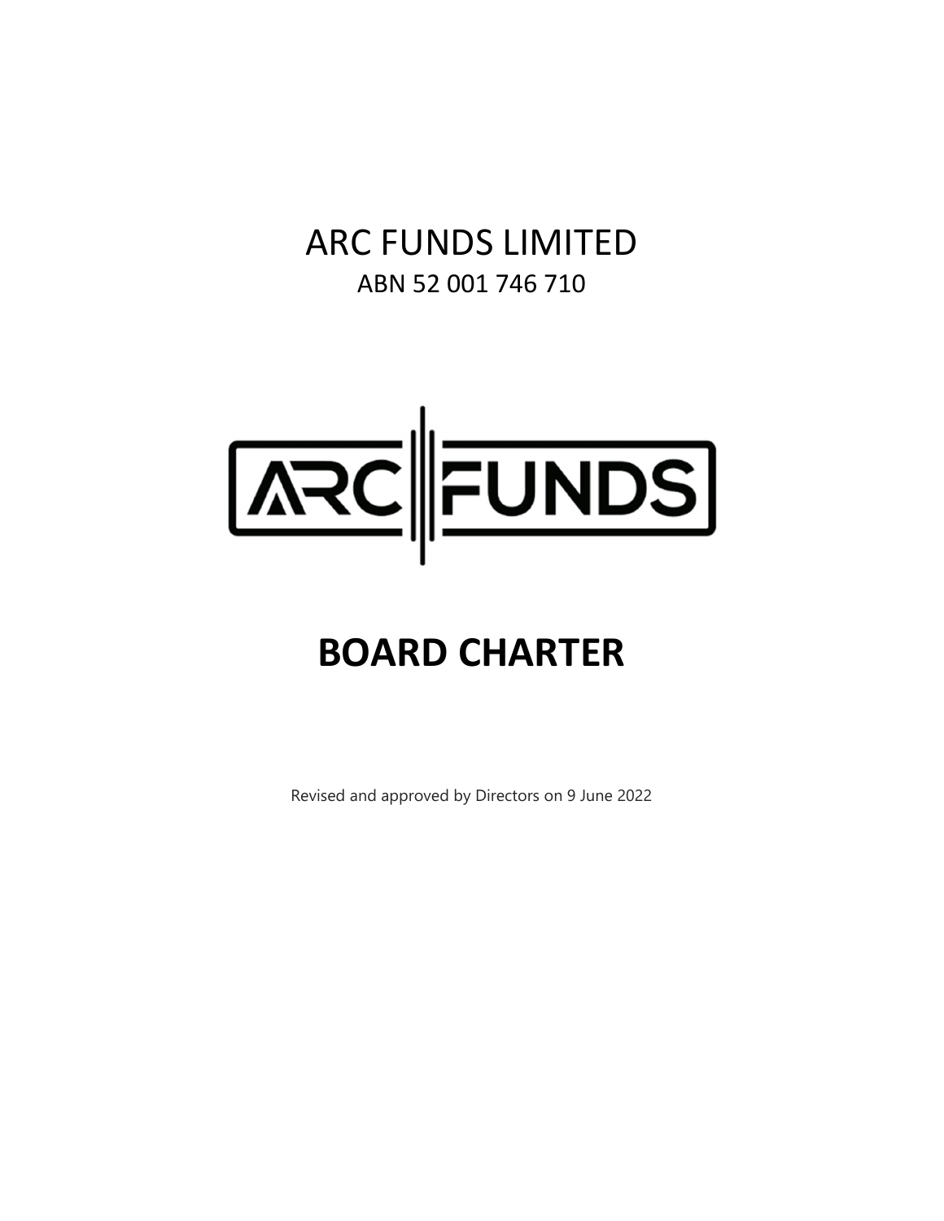# ARC FUNDS LIMITED

ABN 52 001 746 710

# BOARD CHARTER

Revised and approved by Directors on 9 June 2022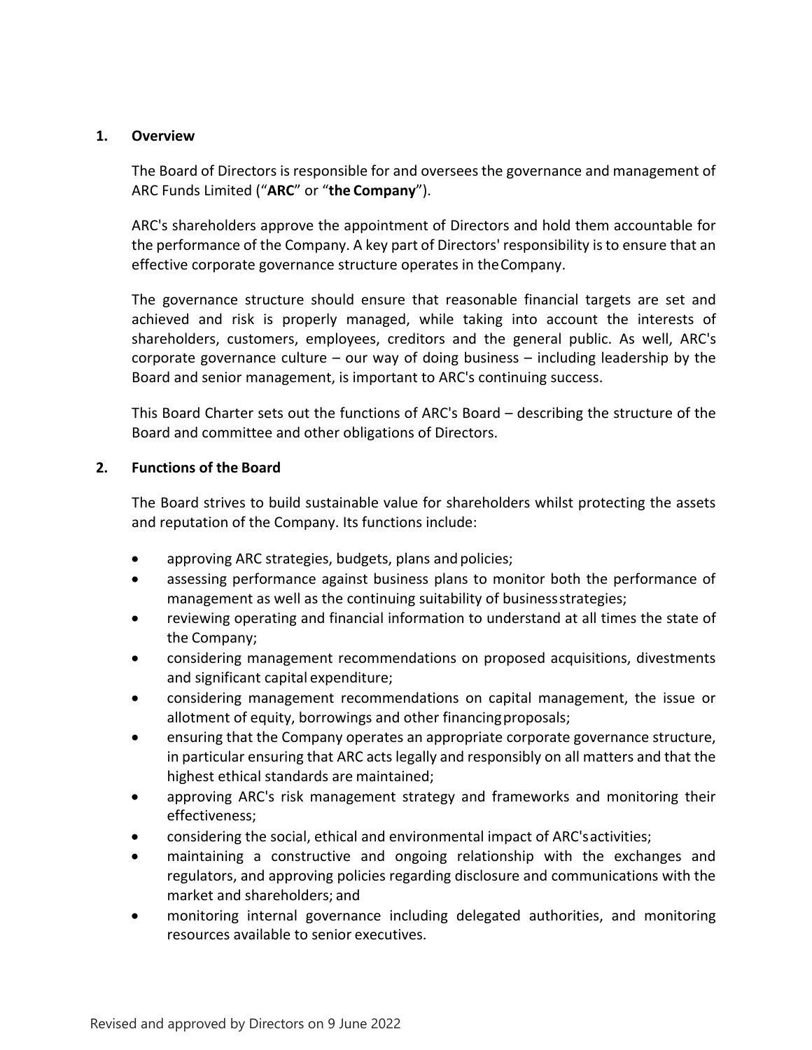## 1. Overview

The Board of Directors is responsible for and oversees the governance and management of ARC Funds Limited ("**ARC**" or "**the Company**").

ARC's shareholders approve the appointment of Directors and hold them accountable for the performance of the Company. A key part of Directors' responsibility is to ensure that an effective corporate governance structure operates in the Company.

The governance structure should ensure that reasonable financial targets are set and achieved and risk is properly managed, while taking into account the interests of shareholders, customers, employees, creditors and the general public. As well, ARC's corporate governance culture – our way of doing business – including leadership by the Board and senior management, is important to ARC's continuing success.

This Board Charter sets out the functions of ARC's Board – describing the structure of the Board and committee and other obligations of Directors.

## 2. Functions of the Board

The Board strives to build sustainable value for shareholders whilst protecting the assets and reputation of the Company. Its functions include:

- approving ARC strategies, budgets, plans and policies;
- assessing performance against business plans to monitor both the performance of management as well as the continuing suitability of business strategies;
- reviewing operating and financial information to understand at all times the state of the Company;
- considering management recommendations on proposed acquisitions, divestments and significant capital expenditure;
- considering management recommendations on capital management, the issue or allotment of equity, borrowings and other financing proposals;
- ensuring that the Company operates an appropriate corporate governance structure, in particular ensuring that ARC acts legally and responsibly on all matters and that the highest ethical standards are maintained;
- approving ARC's risk management strategy and frameworks and monitoring their effectiveness;
- considering the social, ethical and environmental impact of ARC's activities;
- maintaining a constructive and ongoing relationship with the exchanges and regulators, and approving policies regarding disclosure and communications with the market and shareholders; and
- monitoring internal governance including delegated authorities, and monitoring resources available to senior executives.

Revised and approved by Directors on 9 June 2022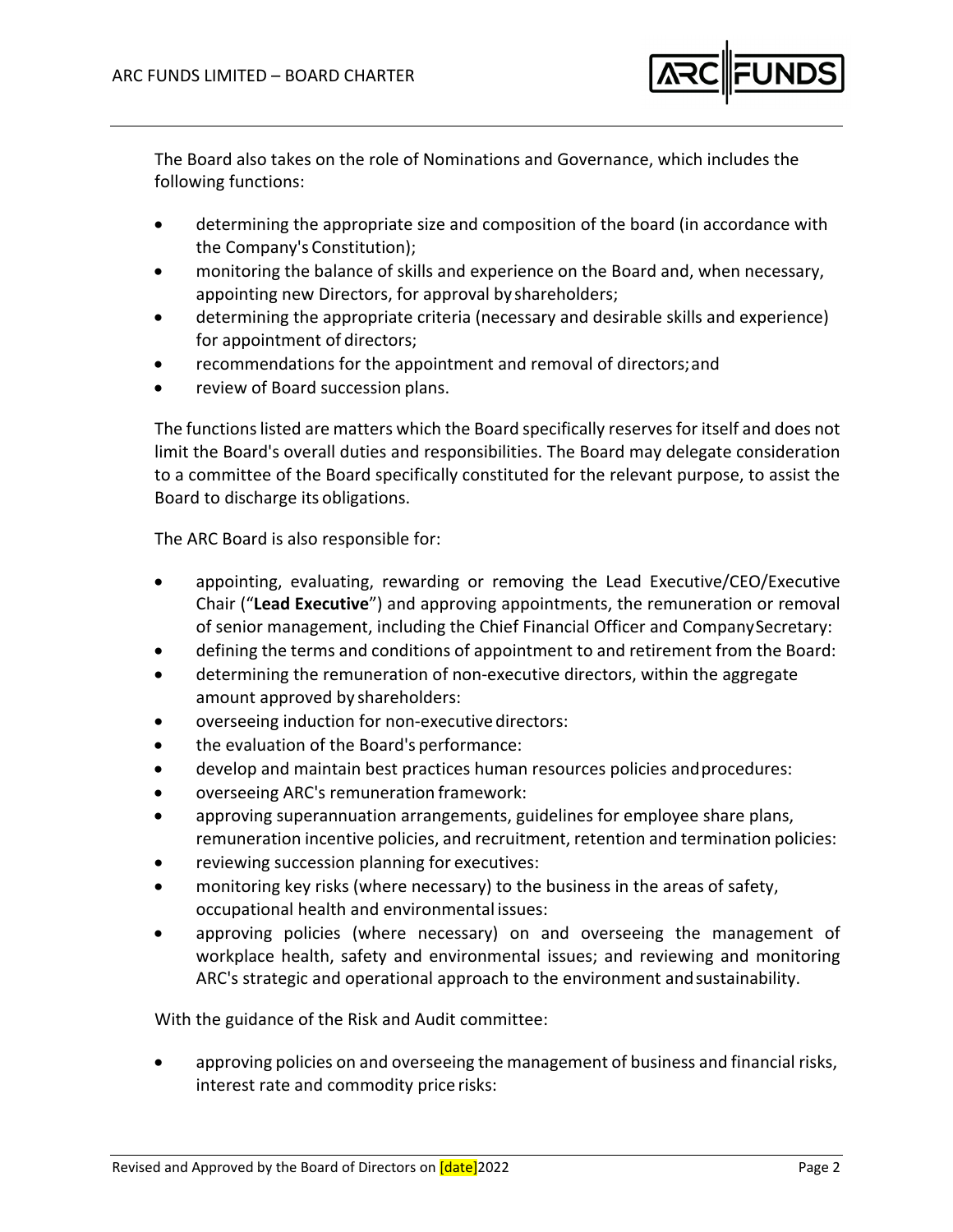The Board also takes on the role of Nominations and Governance, which includes the following functions:

- determining the appropriate size and composition of the board (in accordance with the Company's Constitution);
- monitoring the balance of skills and experience on the Board and, when necessary, appointing new Directors, for approval by shareholders;
- determining the appropriate criteria (necessary and desirable skills and experience) for appointment of directors;
- recommendations for the appointment and removal of directors; and
- review of Board succession plans.

The functions listed are matters which the Board specifically reserves for itself and does not limit the Board's overall duties and responsibilities. The Board may delegate consideration to a committee of the Board specifically constituted for the relevant purpose, to assist the Board to discharge its obligations.

The ARC Board is also responsible for:

- appointing, evaluating, rewarding or removing the Lead Executive/CEO/Executive Chair ("**Lead Executive**") and approving appointments, the remuneration or removal of senior management, including the Chief Financial Officer and Company Secretary:
- defining the terms and conditions of appointment to and retirement from the Board:
- determining the remuneration of non-executive directors, within the aggregate amount approved by shareholders:
- overseeing induction for non-executive directors:
- the evaluation of the Board's performance:
- develop and maintain best practices human resources policies and procedures:
- overseeing ARC's remuneration framework:
- approving superannuation arrangements, guidelines for employee share plans, remuneration incentive policies, and recruitment, retention and termination policies:
- reviewing succession planning for executives:
- monitoring key risks (where necessary) to the business in the areas of safety, occupational health and environmental issues:
- approving policies (where necessary) on and overseeing the management of workplace health, safety and environmental issues; and reviewing and monitoring ARC's strategic and operational approach to the environment and sustainability.

With the guidance of the Risk and Audit committee:

- approving policies on and overseeing the management of business and financial risks, interest rate and commodity price risks: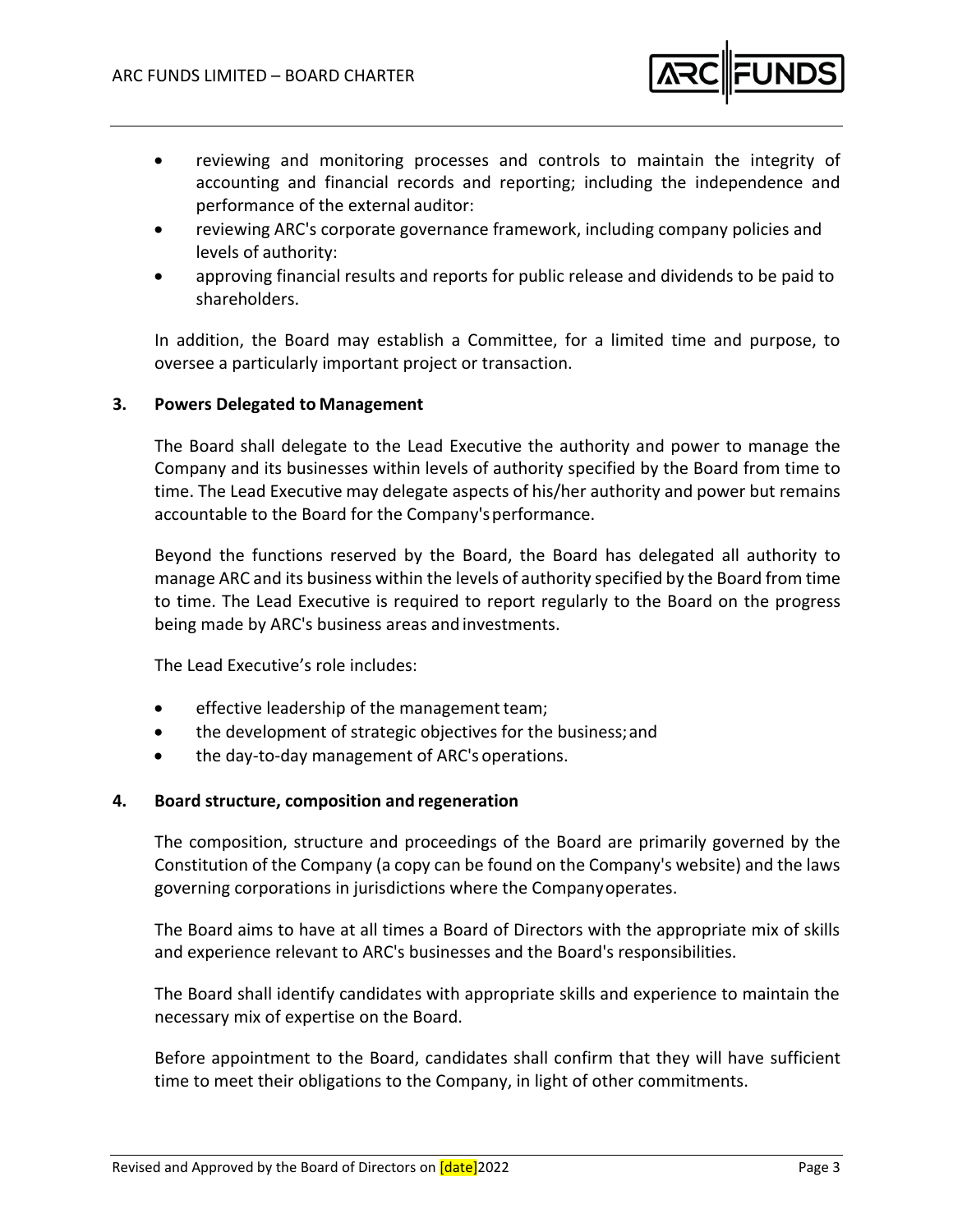- reviewing and monitoring processes and controls to maintain the integrity of accounting and financial records and reporting; including the independence and performance of the external auditor:
- reviewing ARC's corporate governance framework, including company policies and levels of authority:
- approving financial results and reports for public release and dividends to be paid to shareholders.

In addition, the Board may establish a Committee, for a limited time and purpose, to oversee a particularly important project or transaction.

## 3. Powers Delegated to Management

The Board shall delegate to the Lead Executive the authority and power to manage the Company and its businesses within levels of authority specified by the Board from time to time. The Lead Executive may delegate aspects of his/her authority and power but remains accountable to the Board for the Company's performance.

Beyond the functions reserved by the Board, the Board has delegated all authority to manage ARC and its business within the levels of authority specified by the Board from time to time. The Lead Executive is required to report regularly to the Board on the progress being made by ARC's business areas and investments.

The Lead Executive's role includes:

- effective leadership of the management team;
- the development of strategic objectives for the business; and
- the day-to-day management of ARC's operations.

## 4. Board structure, composition and regeneration

The composition, structure and proceedings of the Board are primarily governed by the Constitution of the Company (a copy can be found on the Company's website) and the laws governing corporations in jurisdictions where the Company operates.

The Board aims to have at all times a Board of Directors with the appropriate mix of skills and experience relevant to ARC's businesses and the Board's responsibilities.

The Board shall identify candidates with appropriate skills and experience to maintain the necessary mix of expertise on the Board.

Before appointment to the Board, candidates shall confirm that they will have sufficient time to meet their obligations to the Company, in light of other commitments.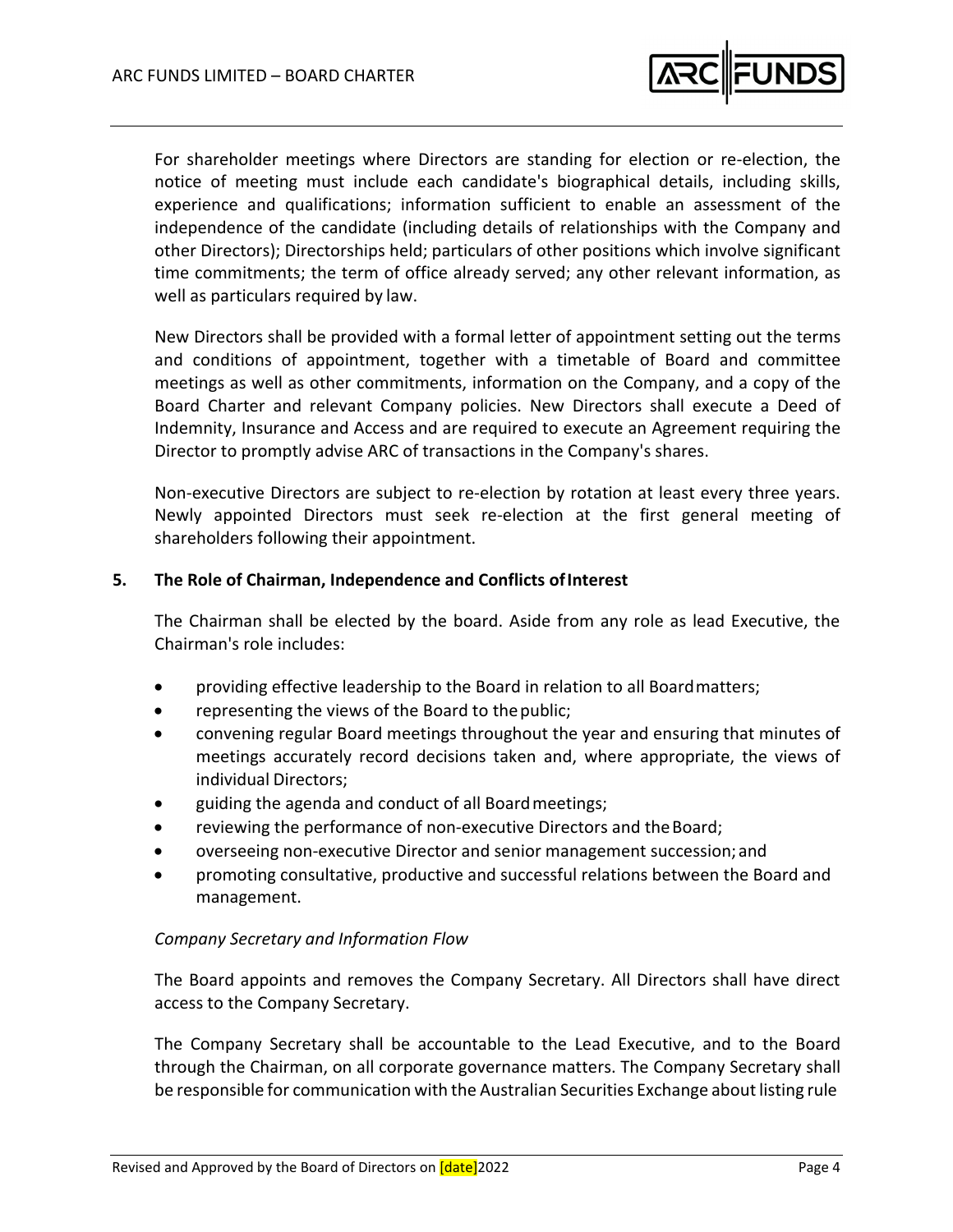For shareholder meetings where Directors are standing for election or re-election, the notice of meeting must include each candidate's biographical details, including skills, experience and qualifications; information sufficient to enable an assessment of the independence of the candidate (including details of relationships with the Company and other Directors); Directorships held; particulars of other positions which involve significant time commitments; the term of office already served; any other relevant information, as well as particulars required by law.

New Directors shall be provided with a formal letter of appointment setting out the terms and conditions of appointment, together with a timetable of Board and committee meetings as well as other commitments, information on the Company, and a copy of the Board Charter and relevant Company policies. New Directors shall execute a Deed of Indemnity, Insurance and Access and are required to execute an Agreement requiring the Director to promptly advise ARC of transactions in the Company's shares.

Non-executive Directors are subject to re-election by rotation at least every three years. Newly appointed Directors must seek re-election at the first general meeting of shareholders following their appointment.

## 5. The Role of Chairman, Independence and Conflicts of Interest

The Chairman shall be elected by the board. Aside from any role as lead Executive, the Chairman's role includes:

- providing effective leadership to the Board in relation to all Board matters;
- representing the views of the Board to the public;
- convening regular Board meetings throughout the year and ensuring that minutes of meetings accurately record decisions taken and, where appropriate, the views of individual Directors;
- guiding the agenda and conduct of all Board meetings;
- reviewing the performance of non-executive Directors and the Board;
- overseeing non-executive Director and senior management succession; and
- promoting consultative, productive and successful relations between the Board and management.

*Company Secretary and Information Flow*

The Board appoints and removes the Company Secretary. All Directors shall have direct access to the Company Secretary.

The Company Secretary shall be accountable to the Lead Executive, and to the Board through the Chairman, on all corporate governance matters. The Company Secretary shall be responsible for communication with the Australian Securities Exchange about listing rule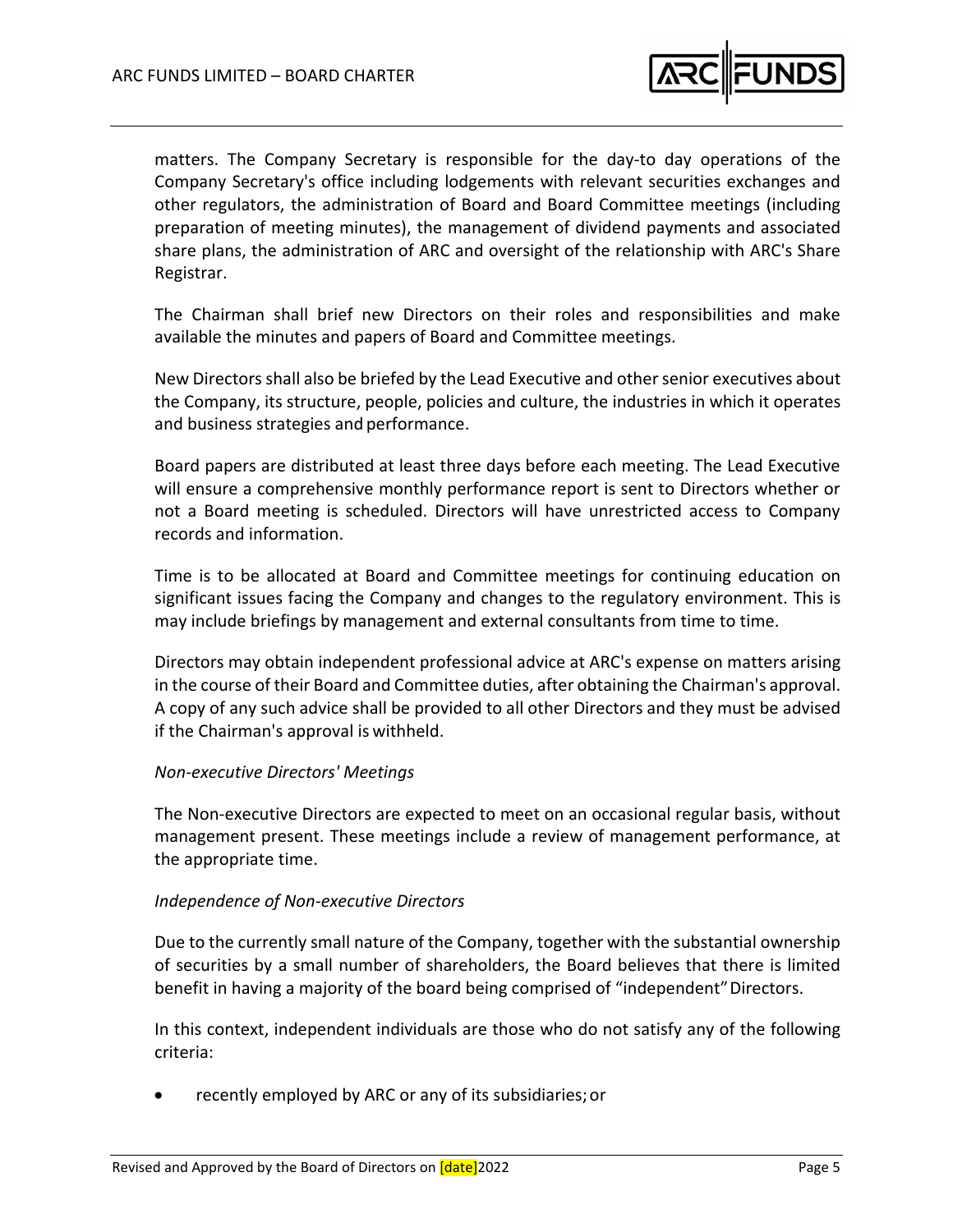matters. The Company Secretary is responsible for the day-to day operations of the Company Secretary's office including lodgements with relevant securities exchanges and other regulators, the administration of Board and Board Committee meetings (including preparation of meeting minutes), the management of dividend payments and associated share plans, the administration of ARC and oversight of the relationship with ARC's Share Registrar.

The Chairman shall brief new Directors on their roles and responsibilities and make available the minutes and papers of Board and Committee meetings.

New Directors shall also be briefed by the Lead Executive and other senior executives about the Company, its structure, people, policies and culture, the industries in which it operates and business strategies and performance.

Board papers are distributed at least three days before each meeting. The Lead Executive will ensure a comprehensive monthly performance report is sent to Directors whether or not a Board meeting is scheduled. Directors will have unrestricted access to Company records and information.

Time is to be allocated at Board and Committee meetings for continuing education on significant issues facing the Company and changes to the regulatory environment. This is may include briefings by management and external consultants from time to time.

Directors may obtain independent professional advice at ARC's expense on matters arising in the course of their Board and Committee duties, after obtaining the Chairman's approval. A copy of any such advice shall be provided to all other Directors and they must be advised if the Chairman's approval is withheld.

*Non-executive Directors' Meetings*

The Non-executive Directors are expected to meet on an occasional regular basis, without management present. These meetings include a review of management performance, at the appropriate time.

*Independence of Non-executive Directors*

Due to the currently small nature of the Company, together with the substantial ownership of securities by a small number of shareholders, the Board believes that there is limited benefit in having a majority of the board being comprised of "independent" Directors.

In this context, independent individuals are those who do not satisfy any of the following criteria:

- recently employed by ARC or any of its subsidiaries; or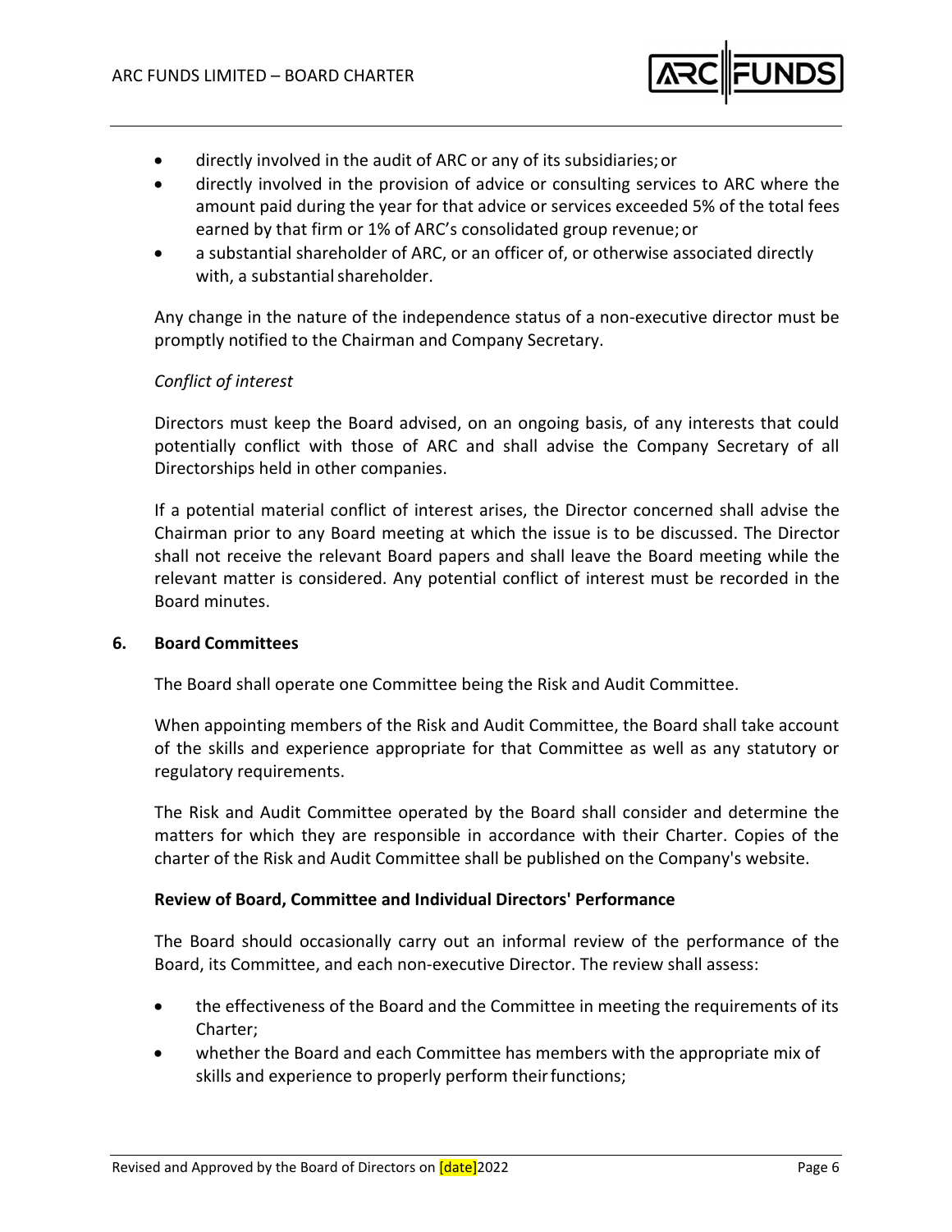- directly involved in the audit of ARC or any of its subsidiaries; or
- directly involved in the provision of advice or consulting services to ARC where the amount paid during the year for that advice or services exceeded 5% of the total fees earned by that firm or 1% of ARC's consolidated group revenue; or
- a substantial shareholder of ARC, or an officer of, or otherwise associated directly with, a substantial shareholder.

Any change in the nature of the independence status of a non-executive director must be promptly notified to the Chairman and Company Secretary.

*Conflict of interest*

Directors must keep the Board advised, on an ongoing basis, of any interests that could potentially conflict with those of ARC and shall advise the Company Secretary of all Directorships held in other companies.

If a potential material conflict of interest arises, the Director concerned shall advise the Chairman prior to any Board meeting at which the issue is to be discussed. The Director shall not receive the relevant Board papers and shall leave the Board meeting while the relevant matter is considered. Any potential conflict of interest must be recorded in the Board minutes.

## 6. Board Committees

The Board shall operate one Committee being the Risk and Audit Committee.

When appointing members of the Risk and Audit Committee, the Board shall take account of the skills and experience appropriate for that Committee as well as any statutory or regulatory requirements.

The Risk and Audit Committee operated by the Board shall consider and determine the matters for which they are responsible in accordance with their Charter. Copies of the charter of the Risk and Audit Committee shall be published on the Company's website.

**Review of Board, Committee and Individual Directors' Performance**

The Board should occasionally carry out an informal review of the performance of the Board, its Committee, and each non-executive Director. The review shall assess:

- the effectiveness of the Board and the Committee in meeting the requirements of its Charter;
- whether the Board and each Committee has members with the appropriate mix of skills and experience to properly perform their functions;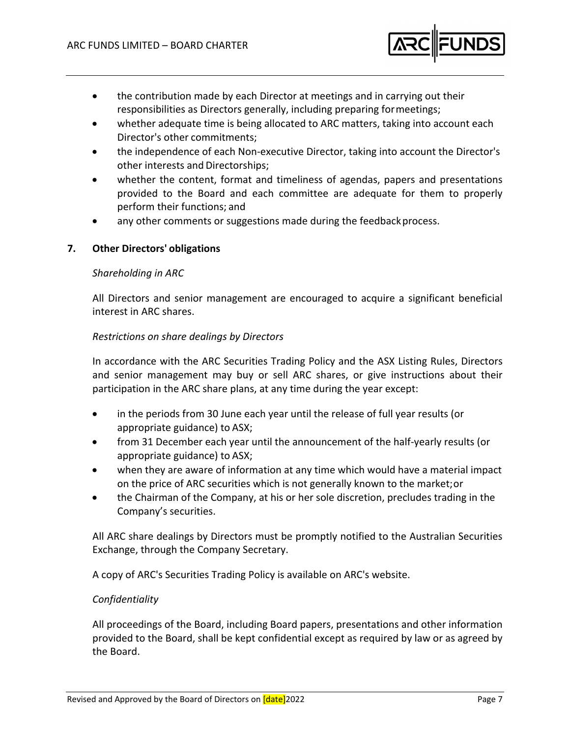- the contribution made by each Director at meetings and in carrying out their responsibilities as Directors generally, including preparing for meetings;
- whether adequate time is being allocated to ARC matters, taking into account each Director's other commitments;
- the independence of each Non-executive Director, taking into account the Director's other interests and Directorships;
- whether the content, format and timeliness of agendas, papers and presentations provided to the Board and each committee are adequate for them to properly perform their functions; and
- any other comments or suggestions made during the feedback process.

## 7. Other Directors' obligations

*Shareholding in ARC*

All Directors and senior management are encouraged to acquire a significant beneficial interest in ARC shares.

*Restrictions on share dealings by Directors*

In accordance with the ARC Securities Trading Policy and the ASX Listing Rules, Directors and senior management may buy or sell ARC shares, or give instructions about their participation in the ARC share plans, at any time during the year except:

- in the periods from 30 June each year until the release of full year results (or appropriate guidance) to ASX;
- from 31 December each year until the announcement of the half-yearly results (or appropriate guidance) to ASX;
- when they are aware of information at any time which would have a material impact on the price of ARC securities which is not generally known to the market; or
- the Chairman of the Company, at his or her sole discretion, precludes trading in the Company's securities.

All ARC share dealings by Directors must be promptly notified to the Australian Securities Exchange, through the Company Secretary.

A copy of ARC's Securities Trading Policy is available on ARC's website.

*Confidentiality*

All proceedings of the Board, including Board papers, presentations and other information provided to the Board, shall be kept confidential except as required by law or as agreed by the Board.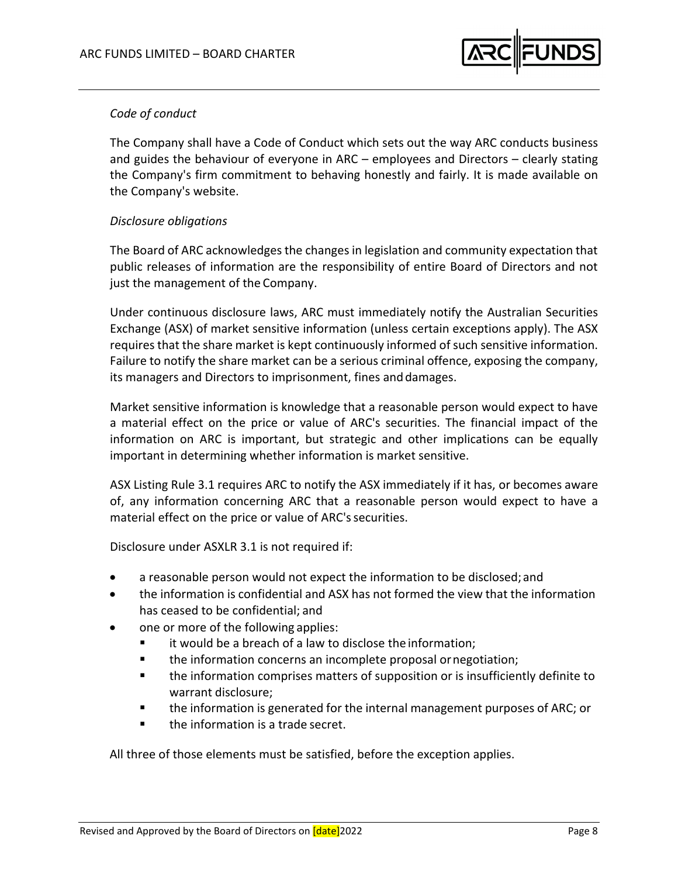*Code of conduct*

The Company shall have a Code of Conduct which sets out the way ARC conducts business and guides the behaviour of everyone in ARC – employees and Directors – clearly stating the Company's firm commitment to behaving honestly and fairly. It is made available on the Company's website.

*Disclosure obligations*

The Board of ARC acknowledges the changes in legislation and community expectation that public releases of information are the responsibility of entire Board of Directors and not just the management of the Company.

Under continuous disclosure laws, ARC must immediately notify the Australian Securities Exchange (ASX) of market sensitive information (unless certain exceptions apply). The ASX requires that the share market is kept continuously informed of such sensitive information. Failure to notify the share market can be a serious criminal offence, exposing the company, its managers and Directors to imprisonment, fines and damages.

Market sensitive information is knowledge that a reasonable person would expect to have a material effect on the price or value of ARC's securities. The financial impact of the information on ARC is important, but strategic and other implications can be equally important in determining whether information is market sensitive.

ASX Listing Rule 3.1 requires ARC to notify the ASX immediately if it has, or becomes aware of, any information concerning ARC that a reasonable person would expect to have a material effect on the price or value of ARC's securities.

Disclosure under ASXLR 3.1 is not required if:

- a reasonable person would not expect the information to be disclosed; and
- the information is confidential and ASX has not formed the view that the information has ceased to be confidential; and
- one or more of the following applies:
  - it would be a breach of a law to disclose the information;
  - the information concerns an incomplete proposal or negotiation;
  - the information comprises matters of supposition or is insufficiently definite to warrant disclosure;
  - the information is generated for the internal management purposes of ARC; or
  - the information is a trade secret.

All three of those elements must be satisfied, before the exception applies.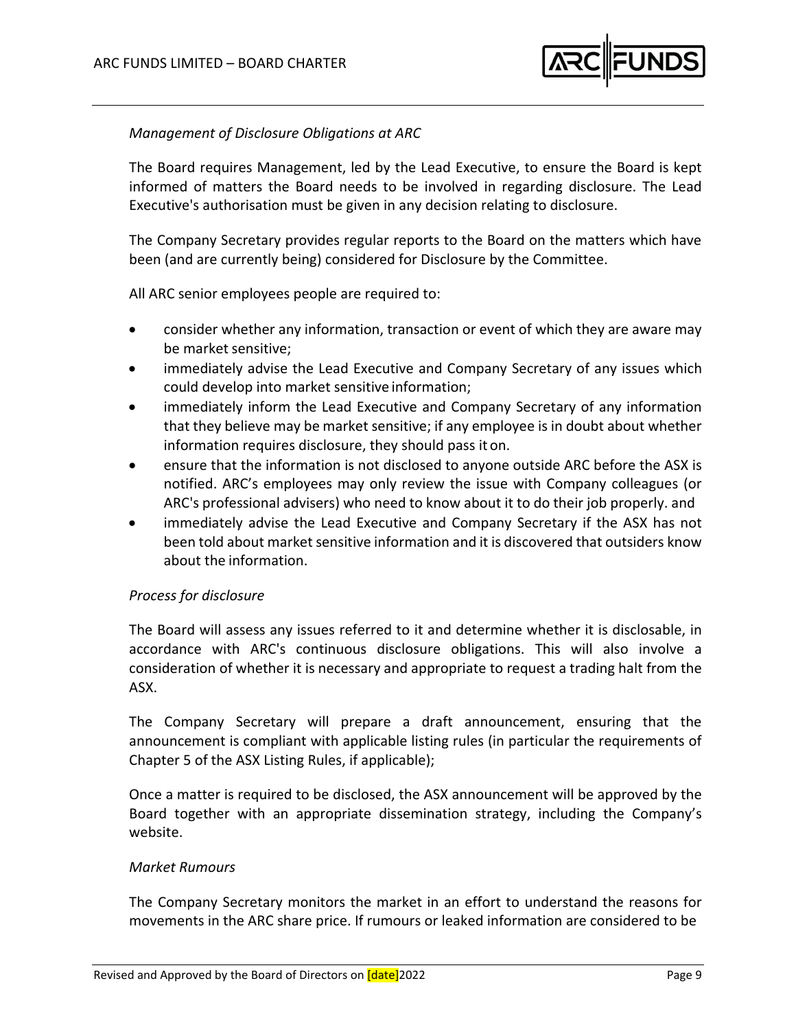*Management of Disclosure Obligations at ARC*

The Board requires Management, led by the Lead Executive, to ensure the Board is kept informed of matters the Board needs to be involved in regarding disclosure. The Lead Executive's authorisation must be given in any decision relating to disclosure.

The Company Secretary provides regular reports to the Board on the matters which have been (and are currently being) considered for Disclosure by the Committee.

All ARC senior employees people are required to:

- consider whether any information, transaction or event of which they are aware may be market sensitive;
- immediately advise the Lead Executive and Company Secretary of any issues which could develop into market sensitive information;
- immediately inform the Lead Executive and Company Secretary of any information that they believe may be market sensitive; if any employee is in doubt about whether information requires disclosure, they should pass it on.
- ensure that the information is not disclosed to anyone outside ARC before the ASX is notified. ARC's employees may only review the issue with Company colleagues (or ARC's professional advisers) who need to know about it to do their job properly. and
- immediately advise the Lead Executive and Company Secretary if the ASX has not been told about market sensitive information and it is discovered that outsiders know about the information.

*Process for disclosure*

The Board will assess any issues referred to it and determine whether it is disclosable, in accordance with ARC's continuous disclosure obligations. This will also involve a consideration of whether it is necessary and appropriate to request a trading halt from the ASX.

The Company Secretary will prepare a draft announcement, ensuring that the announcement is compliant with applicable listing rules (in particular the requirements of Chapter 5 of the ASX Listing Rules, if applicable);

Once a matter is required to be disclosed, the ASX announcement will be approved by the Board together with an appropriate dissemination strategy, including the Company's website.

*Market Rumours*

The Company Secretary monitors the market in an effort to understand the reasons for movements in the ARC share price. If rumours or leaked information are considered to be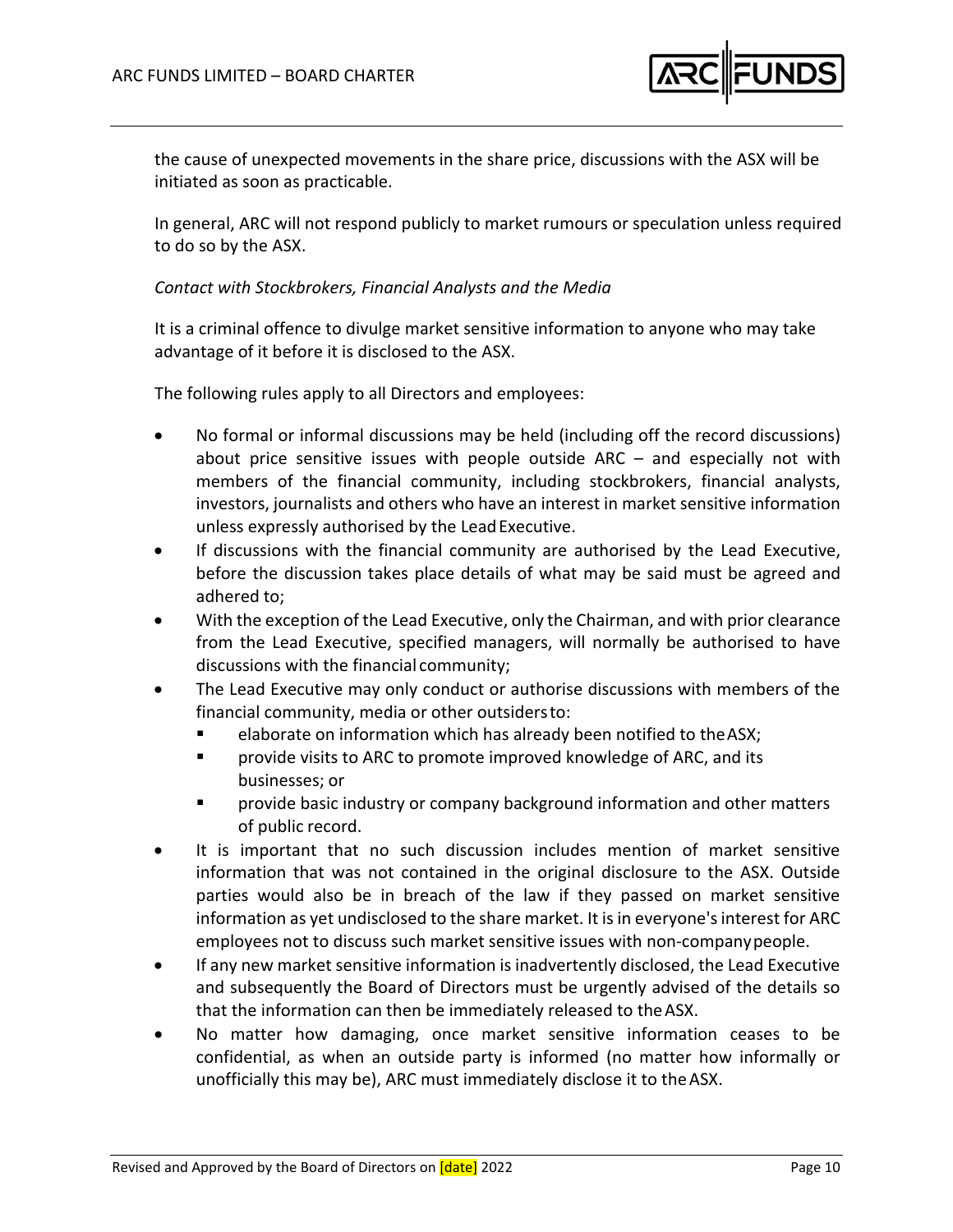the cause of unexpected movements in the share price, discussions with the ASX will be initiated as soon as practicable.

In general, ARC will not respond publicly to market rumours or speculation unless required to do so by the ASX.

*Contact with Stockbrokers, Financial Analysts and the Media*

It is a criminal offence to divulge market sensitive information to anyone who may take advantage of it before it is disclosed to the ASX.

The following rules apply to all Directors and employees:

- No formal or informal discussions may be held (including off the record discussions) about price sensitive issues with people outside ARC – and especially not with members of the financial community, including stockbrokers, financial analysts, investors, journalists and others who have an interest in market sensitive information unless expressly authorised by the Lead Executive.
- If discussions with the financial community are authorised by the Lead Executive, before the discussion takes place details of what may be said must be agreed and adhered to;
- With the exception of the Lead Executive, only the Chairman, and with prior clearance from the Lead Executive, specified managers, will normally be authorised to have discussions with the financial community;
- The Lead Executive may only conduct or authorise discussions with members of the financial community, media or other outsiders to:
  - elaborate on information which has already been notified to the ASX;
  - provide visits to ARC to promote improved knowledge of ARC, and its businesses; or
  - provide basic industry or company background information and other matters of public record.
- It is important that no such discussion includes mention of market sensitive information that was not contained in the original disclosure to the ASX. Outside parties would also be in breach of the law if they passed on market sensitive information as yet undisclosed to the share market. It is in everyone's interest for ARC employees not to discuss such market sensitive issues with non-company people.
- If any new market sensitive information is inadvertently disclosed, the Lead Executive and subsequently the Board of Directors must be urgently advised of the details so that the information can then be immediately released to the ASX.
- No matter how damaging, once market sensitive information ceases to be confidential, as when an outside party is informed (no matter how informally or unofficially this may be), ARC must immediately disclose it to the ASX.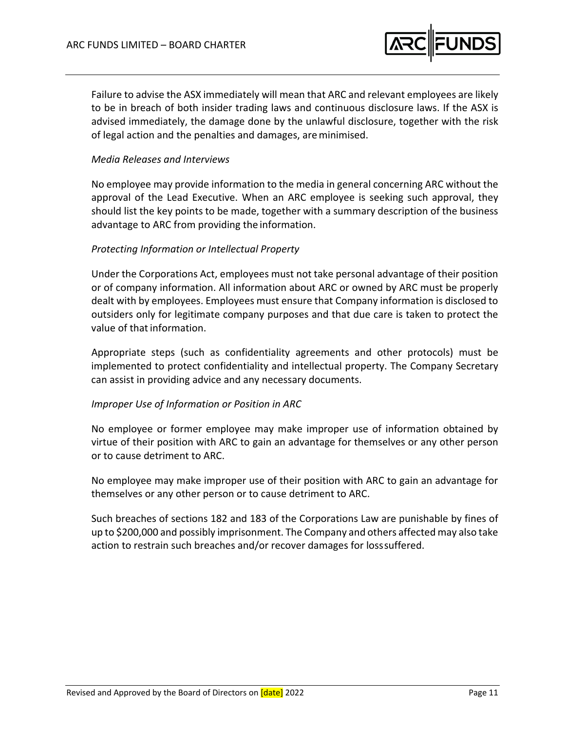Failure to advise the ASX immediately will mean that ARC and relevant employees are likely to be in breach of both insider trading laws and continuous disclosure laws. If the ASX is advised immediately, the damage done by the unlawful disclosure, together with the risk of legal action and the penalties and damages, are minimised.

*Media Releases and Interviews*

No employee may provide information to the media in general concerning ARC without the approval of the Lead Executive. When an ARC employee is seeking such approval, they should list the key points to be made, together with a summary description of the business advantage to ARC from providing the information.

*Protecting Information or Intellectual Property*

Under the Corporations Act, employees must not take personal advantage of their position or of company information. All information about ARC or owned by ARC must be properly dealt with by employees. Employees must ensure that Company information is disclosed to outsiders only for legitimate company purposes and that due care is taken to protect the value of that information.

Appropriate steps (such as confidentiality agreements and other protocols) must be implemented to protect confidentiality and intellectual property. The Company Secretary can assist in providing advice and any necessary documents.

*Improper Use of Information or Position in ARC*

No employee or former employee may make improper use of information obtained by virtue of their position with ARC to gain an advantage for themselves or any other person or to cause detriment to ARC.

No employee may make improper use of their position with ARC to gain an advantage for themselves or any other person or to cause detriment to ARC.

Such breaches of sections 182 and 183 of the Corporations Law are punishable by fines of up to $200,000 and possibly imprisonment. The Company and others affected may also take action to restrain such breaches and/or recover damages for loss suffered.